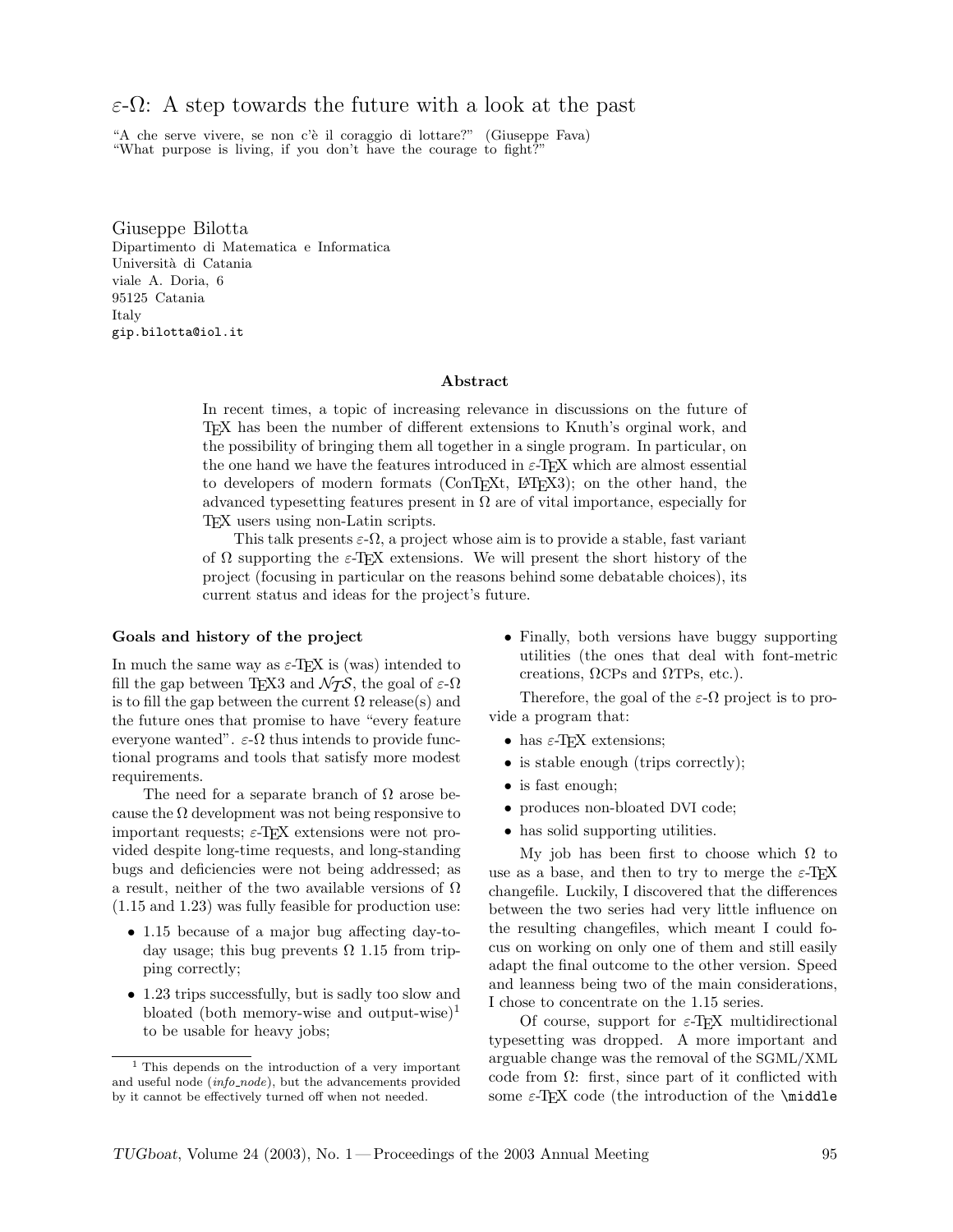# $\varepsilon$-Ω: A step towards the future with a look at the past

"A che serve vivere, se non c'è il coraggio di lottare?" (Giuseppe Fava)
"What purpose is living, if you don't have the courage to fight?"

Giuseppe Bilotta
Dipartimento di Matematica e Informatica
Università di Catania
viale A. Doria, 6
95125 Catania
Italy
gip.bilotta@iol.it

### Abstract

In recent times, a topic of increasing relevance in discussions on the future of TeX has been the number of different extensions to Knuth's orginal work, and the possibility of bringing them all together in a single program. In particular, on the one hand we have the features introduced in $\varepsilon$-TeX which are almost essential to developers of modern formats (ConTeXt, LaTeX3); on the other hand, the advanced typesetting features present in Ω are of vital importance, especially for TeX users using non-Latin scripts.

This talk presents $\varepsilon$-Ω, a project whose aim is to provide a stable, fast variant of Ω supporting the $\varepsilon$-TeX extensions. We will present the short history of the project (focusing in particular on the reasons behind some debatable choices), its current status and ideas for the project's future.

## Goals and history of the project

In much the same way as $\varepsilon$-TeX is (was) intended to fill the gap between TeX3 and $\mathcal{NTS}$, the goal of $\varepsilon$-Ω is to fill the gap between the current Ω release(s) and the future ones that promise to have "every feature everyone wanted". $\varepsilon$-Ω thus intends to provide functional programs and tools that satisfy more modest requirements.

The need for a separate branch of Ω arose because the Ω development was not being responsive to important requests; $\varepsilon$-TeX extensions were not provided despite long-time requests, and long-standing bugs and deficiencies were not being addressed; as a result, neither of the two available versions of Ω (1.15 and 1.23) was fully feasible for production use:

- 1.15 because of a major bug affecting day-to-day usage; this bug prevents Ω 1.15 from tripping correctly;
- 1.23 trips successfully, but is sadly too slow and bloated (both memory-wise and output-wise)[1] to be usable for heavy jobs;
- Finally, both versions have buggy supporting utilities (the ones that deal with font-metric creations, ΩCPs and ΩTPs, etc.).

Therefore, the goal of the $\varepsilon$-Ω project is to provide a program that:

- has $\varepsilon$-TeX extensions;
- is stable enough (trips correctly);
- is fast enough;
- produces non-bloated DVI code;
- has solid supporting utilities.

My job has been first to choose which Ω to use as a base, and then to try to merge the $\varepsilon$-TeX changefile. Luckily, I discovered that the differences between the two series had very little influence on the resulting changefiles, which meant I could focus on working on only one of them and still easily adapt the final outcome to the other version. Speed and leanness being two of the main considerations, I chose to concentrate on the 1.15 series.

Of course, support for $\varepsilon$-TeX multidirectional typesetting was dropped. A more important and arguable change was the removal of the SGML/XML code from Ω: first, since part of it conflicted with some $\varepsilon$-TeX code (the introduction of the \middle

[1] This depends on the introduction of a very important and useful node (*info_node*), but the advancements provided by it cannot be effectively turned off when not needed.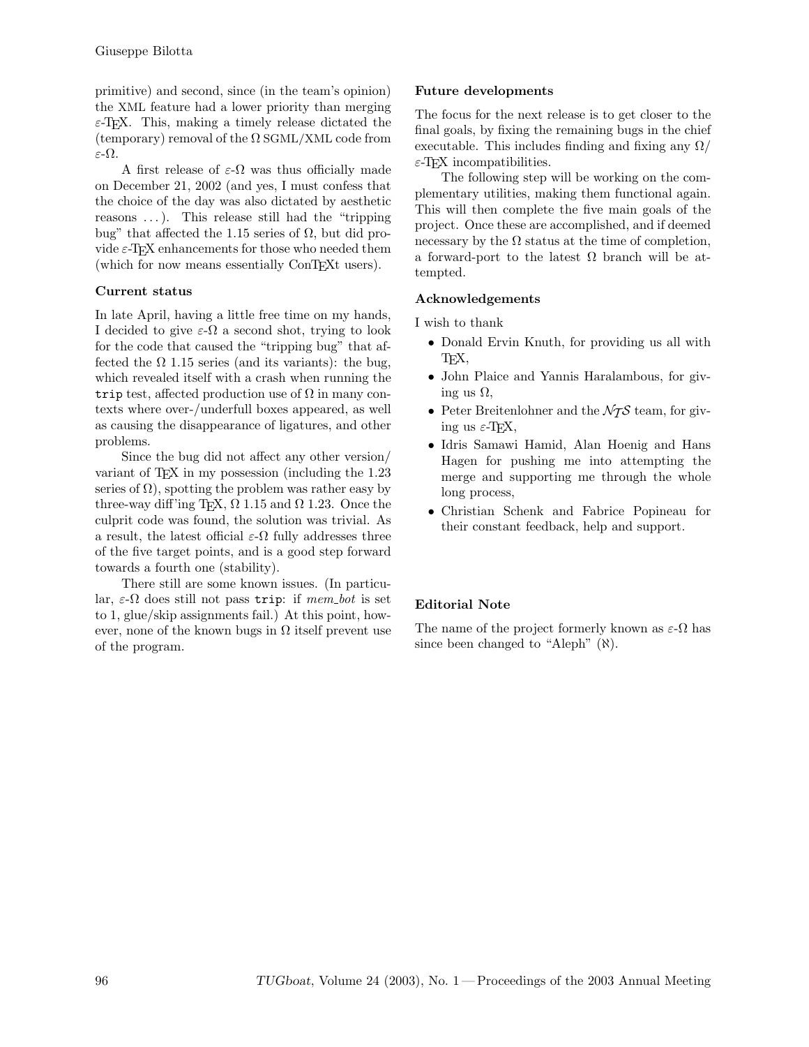primitive) and second, since (in the team's opinion) the XML feature had a lower priority than merging ε-TeX. This, making a timely release dictated the (temporary) removal of the Ω SGML/XML code from ε-Ω.

A first release of ε-Ω was thus officially made on December 21, 2002 (and yes, I must confess that the choice of the day was also dictated by aesthetic reasons ...). This release still had the "tripping bug" that affected the 1.15 series of Ω, but did provide ε-TeX enhancements for those who needed them (which for now means essentially ConTeXt users).

### Current status

In late April, having a little free time on my hands, I decided to give ε-Ω a second shot, trying to look for the code that caused the "tripping bug" that affected the Ω 1.15 series (and its variants): the bug, which revealed itself with a crash when running the `trip` test, affected production use of Ω in many contexts where over-/underfull boxes appeared, as well as causing the disappearance of ligatures, and other problems.

Since the bug did not affect any other version/variant of TeX in my possession (including the 1.23 series of Ω), spotting the problem was rather easy by three-way diff'ing TeX, Ω 1.15 and Ω 1.23. Once the culprit code was found, the solution was trivial. As a result, the latest official ε-Ω fully addresses three of the five target points, and is a good step forward towards a fourth one (stability).

There still are some known issues. (In particular, ε-Ω does still not pass `trip`: if *mem_bot* is set to 1, glue/skip assignments fail.) At this point, however, none of the known bugs in Ω itself prevent use of the program.

### Future developments

The focus for the next release is to get closer to the final goals, by fixing the remaining bugs in the chief executable. This includes finding and fixing any Ω/ε-TeX incompatibilities.

The following step will be working on the complementary utilities, making them functional again. This will then complete the five main goals of the project. Once these are accomplished, and if deemed necessary by the Ω status at the time of completion, a forward-port to the latest Ω branch will be attempted.

### Acknowledgements

I wish to thank

- Donald Ervin Knuth, for providing us all with TeX,
- John Plaice and Yannis Haralambous, for giving us Ω,
- Peter Breitenlohner and the $\mathcal{NTS}$ team, for giving us ε-TeX,
- Idris Samawi Hamid, Alan Hoenig and Hans Hagen for pushing me into attempting the merge and supporting me through the whole long process,
- Christian Schenk and Fabrice Popineau for their constant feedback, help and support.

### Editorial Note

The name of the project formerly known as ε-Ω has since been changed to "Aleph" (ℵ).